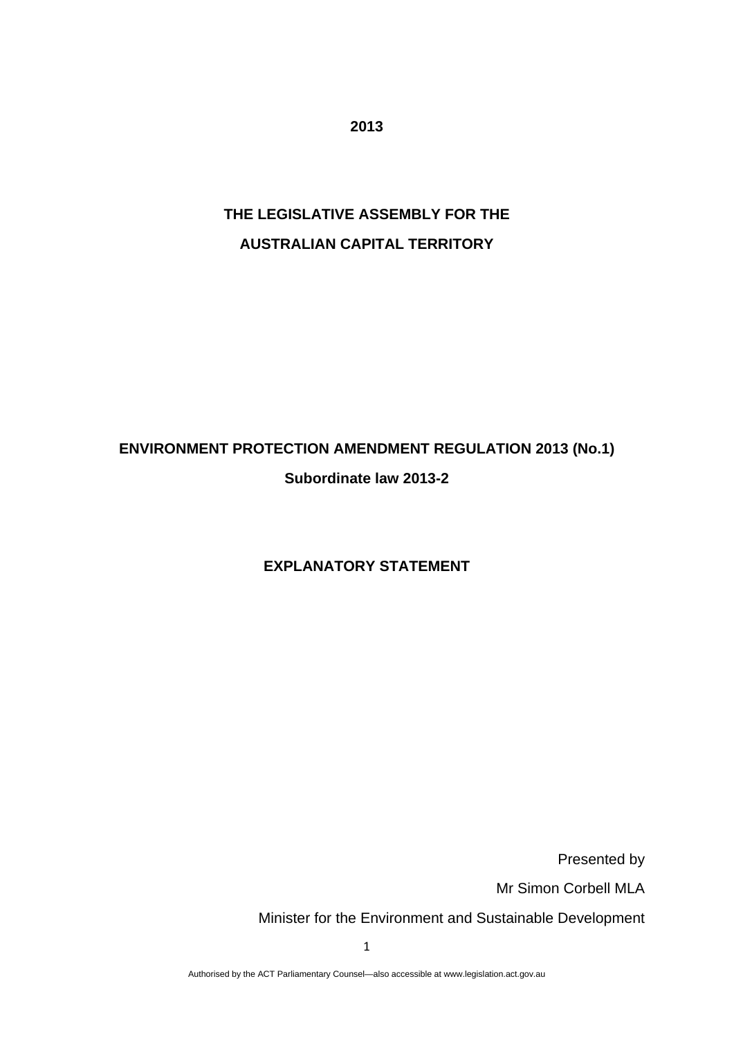**2013**

**THE LEGISLATIVE ASSEMBLY FOR THE**

**AUSTRALIAN CAPITAL TERRITORY**

**ENVIRONMENT PROTECTION AMENDMENT REGULATION 2013 (No.1)**

**Subordinate law 2013-2**

**EXPLANATORY STATEMENT**

Presented by

Mr Simon Corbell MLA

Minister for the Environment and Sustainable Development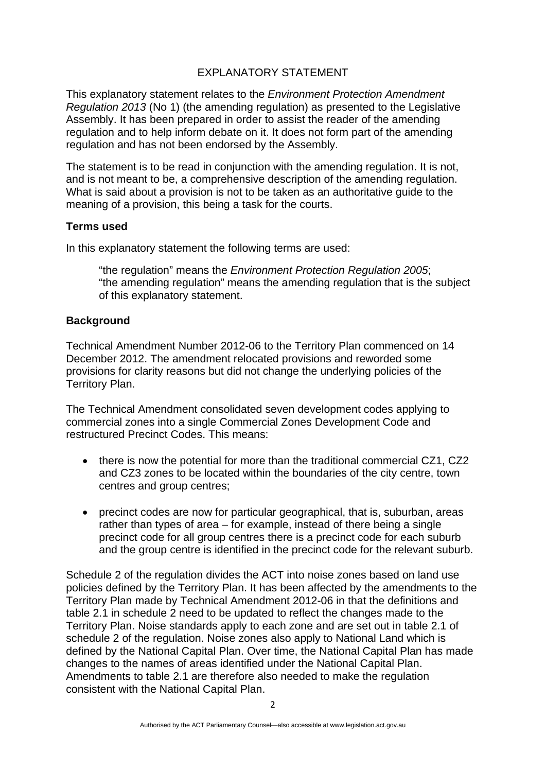EXPLANATORY STATEMENT

This explanatory statement relates to the *Environment Protection Amendment Regulation 2013* (No 1) (the amending regulation) as presented to the Legislative Assembly. It has been prepared in order to assist the reader of the amending regulation and to help inform debate on it. It does not form part of the amending regulation and has not been endorsed by the Assembly.

The statement is to be read in conjunction with the amending regulation. It is not, and is not meant to be, a comprehensive description of the amending regulation. What is said about a provision is not to be taken as an authoritative guide to the meaning of a provision, this being a task for the courts.

**Terms used**

In this explanatory statement the following terms are used:

> "the regulation" means the *Environment Protection Regulation 2005*;
> "the amending regulation" means the amending regulation that is the subject of this explanatory statement.

**Background**

Technical Amendment Number 2012-06 to the Territory Plan commenced on 14 December 2012. The amendment relocated provisions and reworded some provisions for clarity reasons but did not change the underlying policies of the Territory Plan.

The Technical Amendment consolidated seven development codes applying to commercial zones into a single Commercial Zones Development Code and restructured Precinct Codes. This means:

- there is now the potential for more than the traditional commercial CZ1, CZ2 and CZ3 zones to be located within the boundaries of the city centre, town centres and group centres;
- precinct codes are now for particular geographical, that is, suburban, areas rather than types of area – for example, instead of there being a single precinct code for all group centres there is a precinct code for each suburb and the group centre is identified in the precinct code for the relevant suburb.

Schedule 2 of the regulation divides the ACT into noise zones based on land use policies defined by the Territory Plan. It has been affected by the amendments to the Territory Plan made by Technical Amendment 2012-06 in that the definitions and table 2.1 in schedule 2 need to be updated to reflect the changes made to the Territory Plan. Noise standards apply to each zone and are set out in table 2.1 of schedule 2 of the regulation. Noise zones also apply to National Land which is defined by the National Capital Plan. Over time, the National Capital Plan has made changes to the names of areas identified under the National Capital Plan. Amendments to table 2.1 are therefore also needed to make the regulation consistent with the National Capital Plan.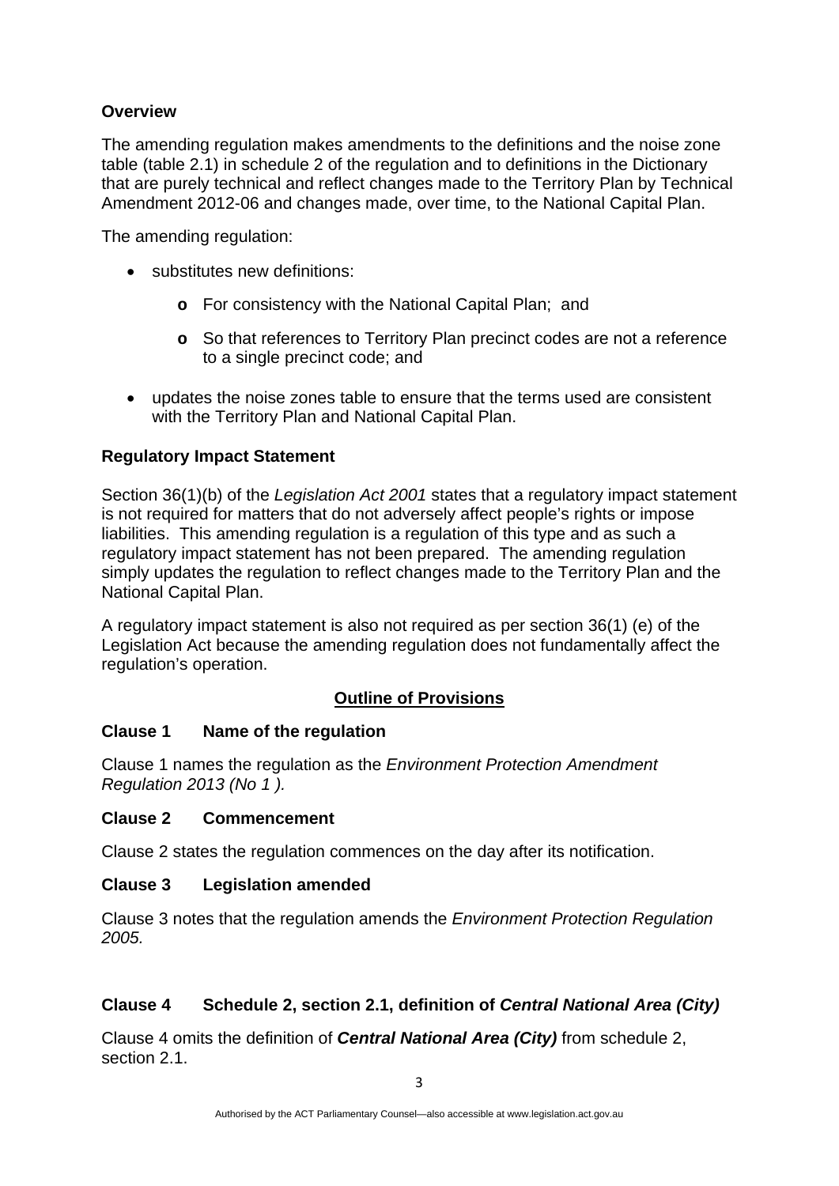**Overview**

The amending regulation makes amendments to the definitions and the noise zone table (table 2.1) in schedule 2 of the regulation and to definitions in the Dictionary that are purely technical and reflect changes made to the Territory Plan by Technical Amendment 2012-06 and changes made, over time, to the National Capital Plan.

The amending regulation:

- substitutes new definitions:
  - For consistency with the National Capital Plan; and
  - So that references to Territory Plan precinct codes are not a reference to a single precinct code; and
- updates the noise zones table to ensure that the terms used are consistent with the Territory Plan and National Capital Plan.

**Regulatory Impact Statement**

Section 36(1)(b) of the *Legislation Act 2001* states that a regulatory impact statement is not required for matters that do not adversely affect people's rights or impose liabilities. This amending regulation is a regulation of this type and as such a regulatory impact statement has not been prepared. The amending regulation simply updates the regulation to reflect changes made to the Territory Plan and the National Capital Plan.

A regulatory impact statement is also not required as per section 36(1) (e) of the Legislation Act because the amending regulation does not fundamentally affect the regulation's operation.

## Outline of Provisions

**Clause 1 Name of the regulation**

Clause 1 names the regulation as the *Environment Protection Amendment Regulation 2013 (No 1 ).*

**Clause 2 Commencement**

Clause 2 states the regulation commences on the day after its notification.

**Clause 3 Legislation amended**

Clause 3 notes that the regulation amends the *Environment Protection Regulation 2005.*

**Clause 4 Schedule 2, section 2.1, definition of *Central National Area (City)***

Clause 4 omits the definition of ***Central National Area (City)*** from schedule 2, section 2.1.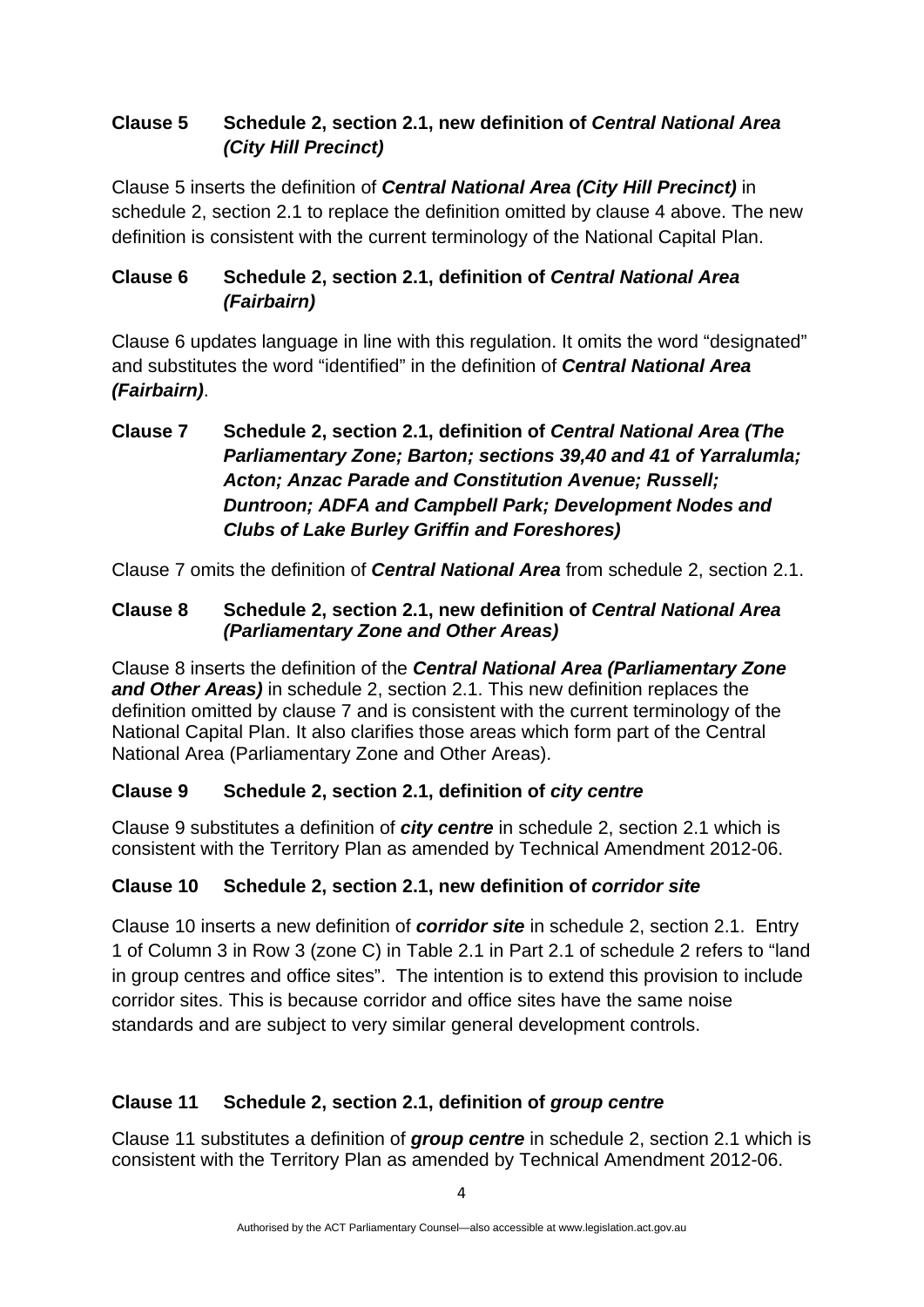### Clause 5 Schedule 2, section 2.1, new definition of *Central National Area (City Hill Precinct)*

Clause 5 inserts the definition of ***Central National Area (City Hill Precinct)*** in schedule 2, section 2.1 to replace the definition omitted by clause 4 above. The new definition is consistent with the current terminology of the National Capital Plan.

### Clause 6 Schedule 2, section 2.1, definition of *Central National Area (Fairbairn)*

Clause 6 updates language in line with this regulation. It omits the word "designated" and substitutes the word "identified" in the definition of ***Central National Area (Fairbairn)***.

### Clause 7 Schedule 2, section 2.1, definition of *Central National Area (The Parliamentary Zone; Barton; sections 39,40 and 41 of Yarralumla; Acton; Anzac Parade and Constitution Avenue; Russell; Duntroon; ADFA and Campbell Park; Development Nodes and Clubs of Lake Burley Griffin and Foreshores)*

Clause 7 omits the definition of ***Central National Area*** from schedule 2, section 2.1.

### Clause 8 Schedule 2, section 2.1, new definition of *Central National Area (Parliamentary Zone and Other Areas)*

Clause 8 inserts the definition of the ***Central National Area (Parliamentary Zone and Other Areas)*** in schedule 2, section 2.1. This new definition replaces the definition omitted by clause 7 and is consistent with the current terminology of the National Capital Plan. It also clarifies those areas which form part of the Central National Area (Parliamentary Zone and Other Areas).

### Clause 9 Schedule 2, section 2.1, definition of *city centre*

Clause 9 substitutes a definition of ***city centre*** in schedule 2, section 2.1 which is consistent with the Territory Plan as amended by Technical Amendment 2012-06.

### Clause 10 Schedule 2, section 2.1, new definition of *corridor site*

Clause 10 inserts a new definition of ***corridor site*** in schedule 2, section 2.1. Entry 1 of Column 3 in Row 3 (zone C) in Table 2.1 in Part 2.1 of schedule 2 refers to "land in group centres and office sites". The intention is to extend this provision to include corridor sites. This is because corridor and office sites have the same noise standards and are subject to very similar general development controls.

### Clause 11 Schedule 2, section 2.1, definition of *group centre*

Clause 11 substitutes a definition of ***group centre*** in schedule 2, section 2.1 which is consistent with the Territory Plan as amended by Technical Amendment 2012-06.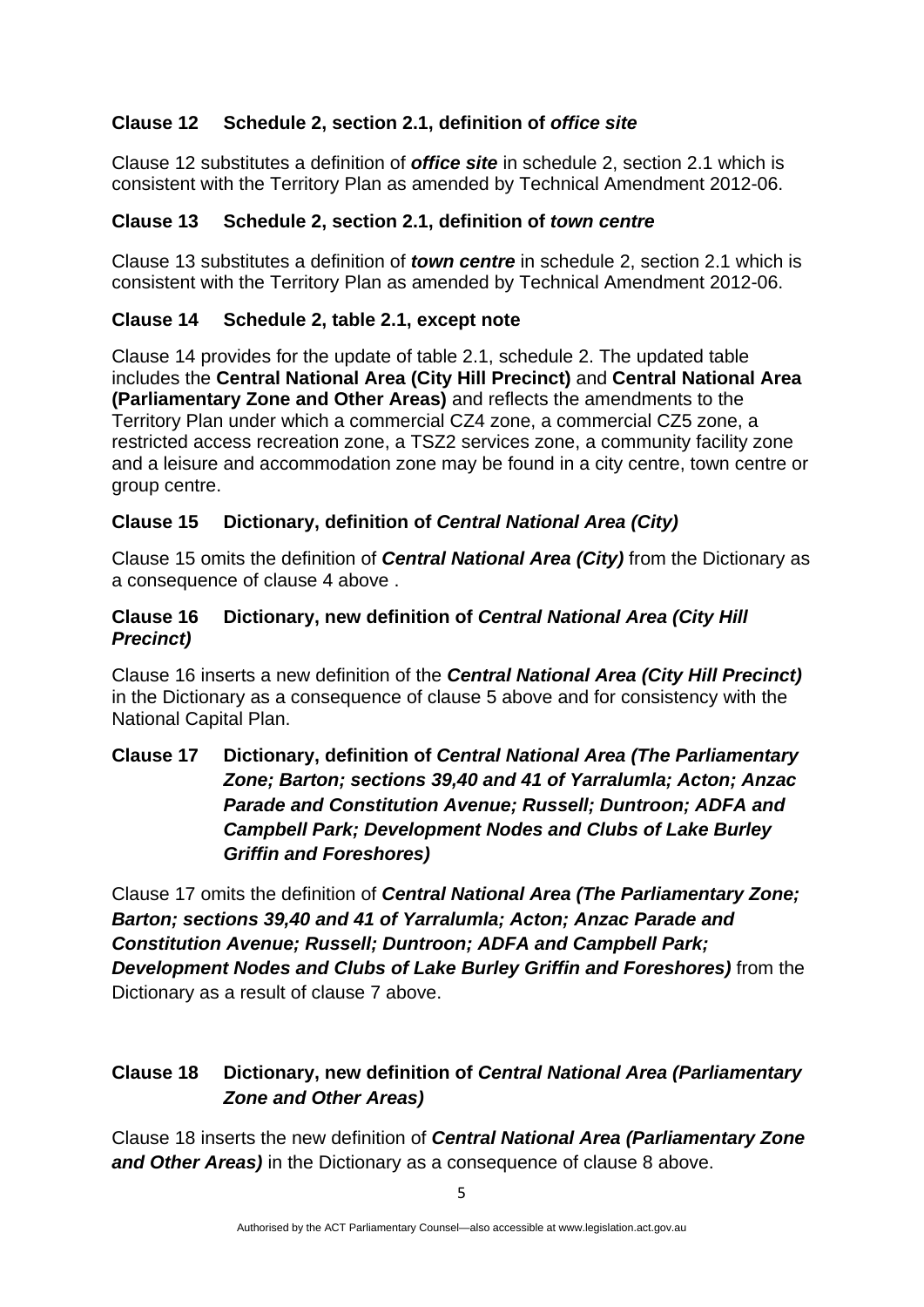### Clause 12 Schedule 2, section 2.1, definition of *office site*

Clause 12 substitutes a definition of ***office site*** in schedule 2, section 2.1 which is consistent with the Territory Plan as amended by Technical Amendment 2012-06.

### Clause 13 Schedule 2, section 2.1, definition of *town centre*

Clause 13 substitutes a definition of ***town centre*** in schedule 2, section 2.1 which is consistent with the Territory Plan as amended by Technical Amendment 2012-06.

### Clause 14 Schedule 2, table 2.1, except note

Clause 14 provides for the update of table 2.1, schedule 2. The updated table includes the **Central National Area (City Hill Precinct)** and **Central National Area (Parliamentary Zone and Other Areas)** and reflects the amendments to the Territory Plan under which a commercial CZ4 zone, a commercial CZ5 zone, a restricted access recreation zone, a TSZ2 services zone, a community facility zone and a leisure and accommodation zone may be found in a city centre, town centre or group centre.

### Clause 15 Dictionary, definition of *Central National Area (City)*

Clause 15 omits the definition of ***Central National Area (City)*** from the Dictionary as a consequence of clause 4 above .

### Clause 16 Dictionary, new definition of *Central National Area (City Hill Precinct)*

Clause 16 inserts a new definition of the ***Central National Area (City Hill Precinct)*** in the Dictionary as a consequence of clause 5 above and for consistency with the National Capital Plan.

### Clause 17 Dictionary, definition of *Central National Area (The Parliamentary Zone; Barton; sections 39,40 and 41 of Yarralumla; Acton; Anzac Parade and Constitution Avenue; Russell; Duntroon; ADFA and Campbell Park; Development Nodes and Clubs of Lake Burley Griffin and Foreshores)*

Clause 17 omits the definition of ***Central National Area (The Parliamentary Zone; Barton; sections 39,40 and 41 of Yarralumla; Acton; Anzac Parade and Constitution Avenue; Russell; Duntroon; ADFA and Campbell Park; Development Nodes and Clubs of Lake Burley Griffin and Foreshores)*** from the Dictionary as a result of clause 7 above.

### Clause 18 Dictionary, new definition of *Central National Area (Parliamentary Zone and Other Areas)*

Clause 18 inserts the new definition of ***Central National Area (Parliamentary Zone and Other Areas)*** in the Dictionary as a consequence of clause 8 above.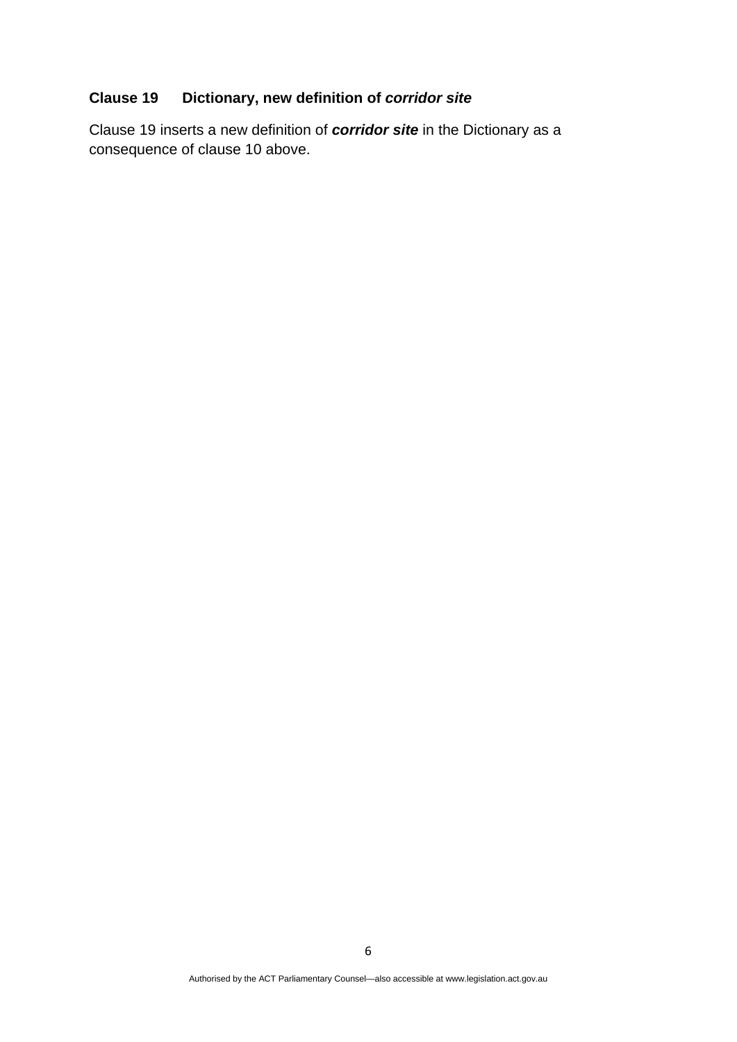### Clause 19 Dictionary, new definition of ***corridor site***

Clause 19 inserts a new definition of ***corridor site*** in the Dictionary as a consequence of clause 10 above.